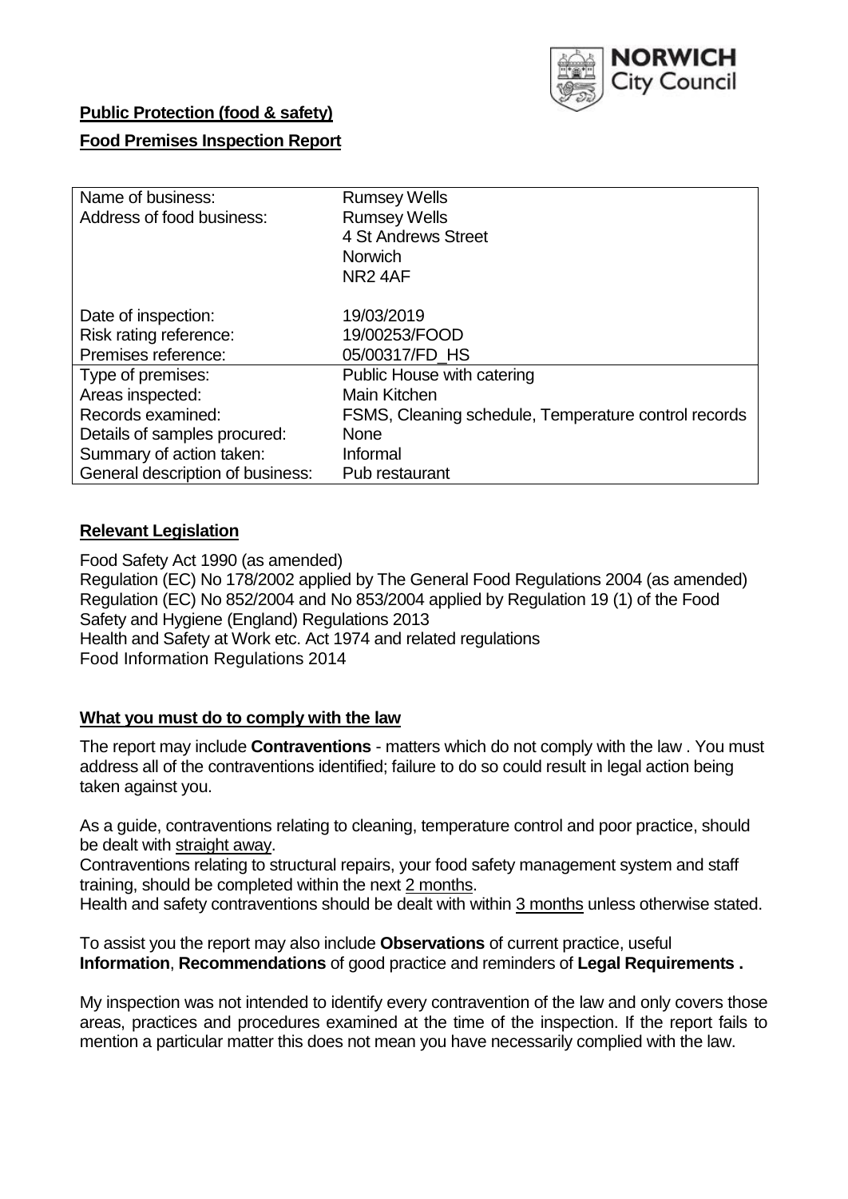**Public Protection (food & safety)**

**Food Premises Inspection Report**

| Name of business: | Rumsey Wells |
|---|---|
| Address of food business: | Rumsey Wells<br>4 St Andrews Street<br>Norwich<br>NR2 4AF |
| Date of inspection: | 19/03/2019 |
| Risk rating reference: | 19/00253/FOOD |
| Premises reference: | 05/00317/FD_HS |
| Type of premises: | Public House with catering |
| Areas inspected: | Main Kitchen |
| Records examined: | FSMS, Cleaning schedule, Temperature control records |
| Details of samples procured: | None |
| Summary of action taken: | Informal |
| General description of business: | Pub restaurant |

## **Relevant Legislation**

Food Safety Act 1990 (as amended)
Regulation (EC) No 178/2002 applied by The General Food Regulations 2004 (as amended)
Regulation (EC) No 852/2004 and No 853/2004 applied by Regulation 19 (1) of the Food Safety and Hygiene (England) Regulations 2013
Health and Safety at Work etc. Act 1974 and related regulations
Food Information Regulations 2014

## **What you must do to comply with the law**

The report may include **Contraventions** - matters which do not comply with the law . You must address all of the contraventions identified; failure to do so could result in legal action being taken against you.

As a guide, contraventions relating to cleaning, temperature control and poor practice, should be dealt with straight away.
Contraventions relating to structural repairs, your food safety management system and staff training, should be completed within the next 2 months.
Health and safety contraventions should be dealt with within 3 months unless otherwise stated.

To assist you the report may also include **Observations** of current practice, useful **Information**, **Recommendations** of good practice and reminders of **Legal Requirements .**

My inspection was not intended to identify every contravention of the law and only covers those areas, practices and procedures examined at the time of the inspection. If the report fails to mention a particular matter this does not mean you have necessarily complied with the law.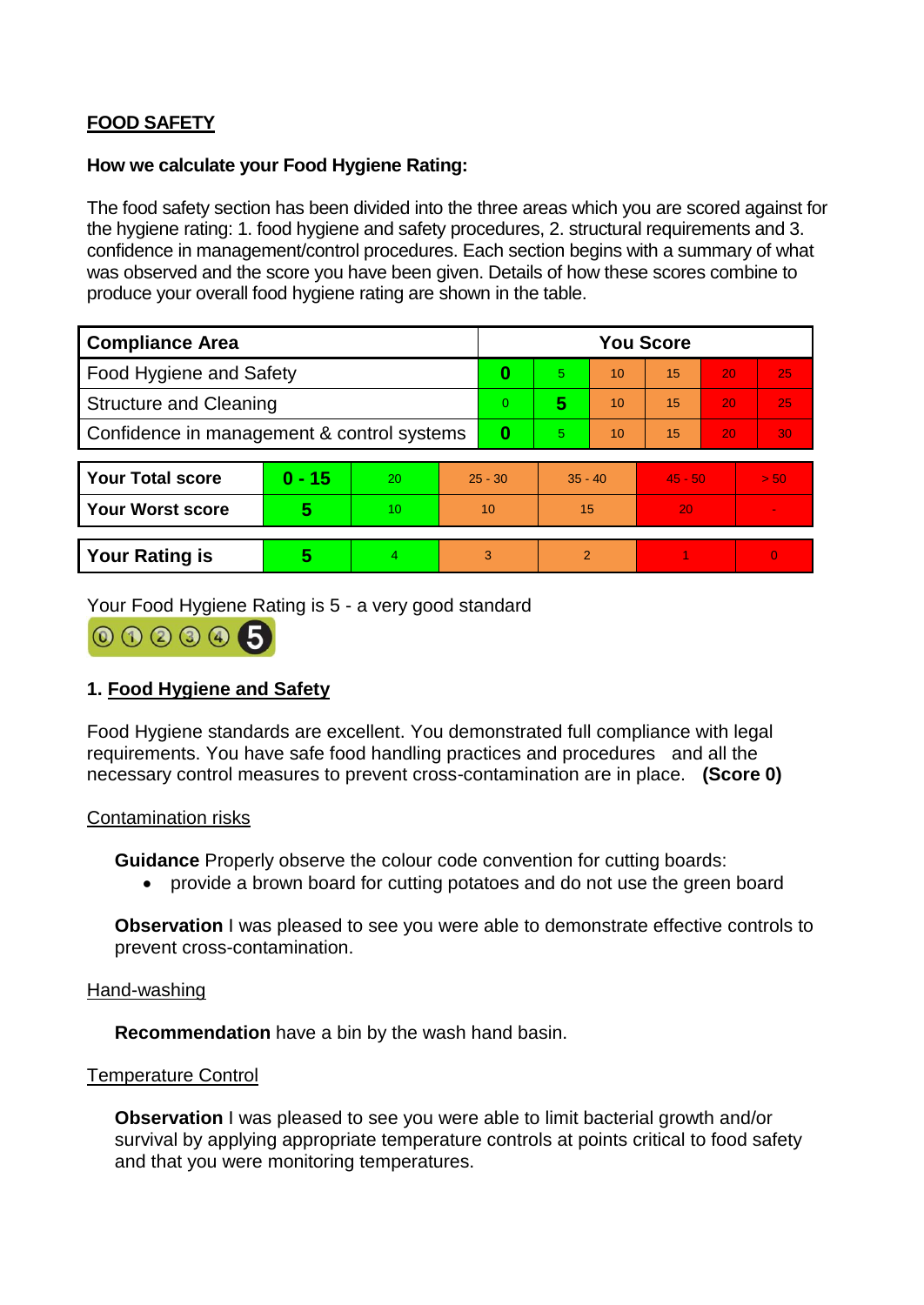**FOOD SAFETY**

**How we calculate your Food Hygiene Rating:**

The food safety section has been divided into the three areas which you are scored against for the hygiene rating: 1. food hygiene and safety procedures, 2. structural requirements and 3. confidence in management/control procedures. Each section begins with a summary of what was observed and the score you have been given. Details of how these scores combine to produce your overall food hygiene rating are shown in the table.

| Compliance Area | You Score | | | | | |
|---|---|---|---|---|---|---|
| Food Hygiene and Safety | **0** | 5 | 10 | 15 | 20 | 25 |
| Structure and Cleaning | 0 | **5** | 10 | 15 | 20 | 25 |
| Confidence in management & control systems | **0** | 5 | 10 | 15 | 20 | 30 |

| | | | | | | |
|---|---|---|---|---|---|---|
| **Your Total score** | **0 - 15** | 20 | 25 - 30 | 35 - 40 | 45 - 50 | > 50 |
| **Your Worst score** | **5** | 10 | 10 | 15 | 20 | - |

| | | | | | | |
|---|---|---|---|---|---|---|
| **Your Rating is** | **5** | 4 | 3 | 2 | 1 | 0 |

Your Food Hygiene Rating is 5 - a very good standard

## 1. Food Hygiene and Safety

Food Hygiene standards are excellent. You demonstrated full compliance with legal requirements. You have safe food handling practices and procedures and all the necessary control measures to prevent cross-contamination are in place. **(Score 0)**

Contamination risks

**Guidance** Properly observe the colour code convention for cutting boards:

- provide a brown board for cutting potatoes and do not use the green board

**Observation** I was pleased to see you were able to demonstrate effective controls to prevent cross-contamination.

Hand-washing

**Recommendation** have a bin by the wash hand basin.

Temperature Control

**Observation** I was pleased to see you were able to limit bacterial growth and/or survival by applying appropriate temperature controls at points critical to food safety and that you were monitoring temperatures.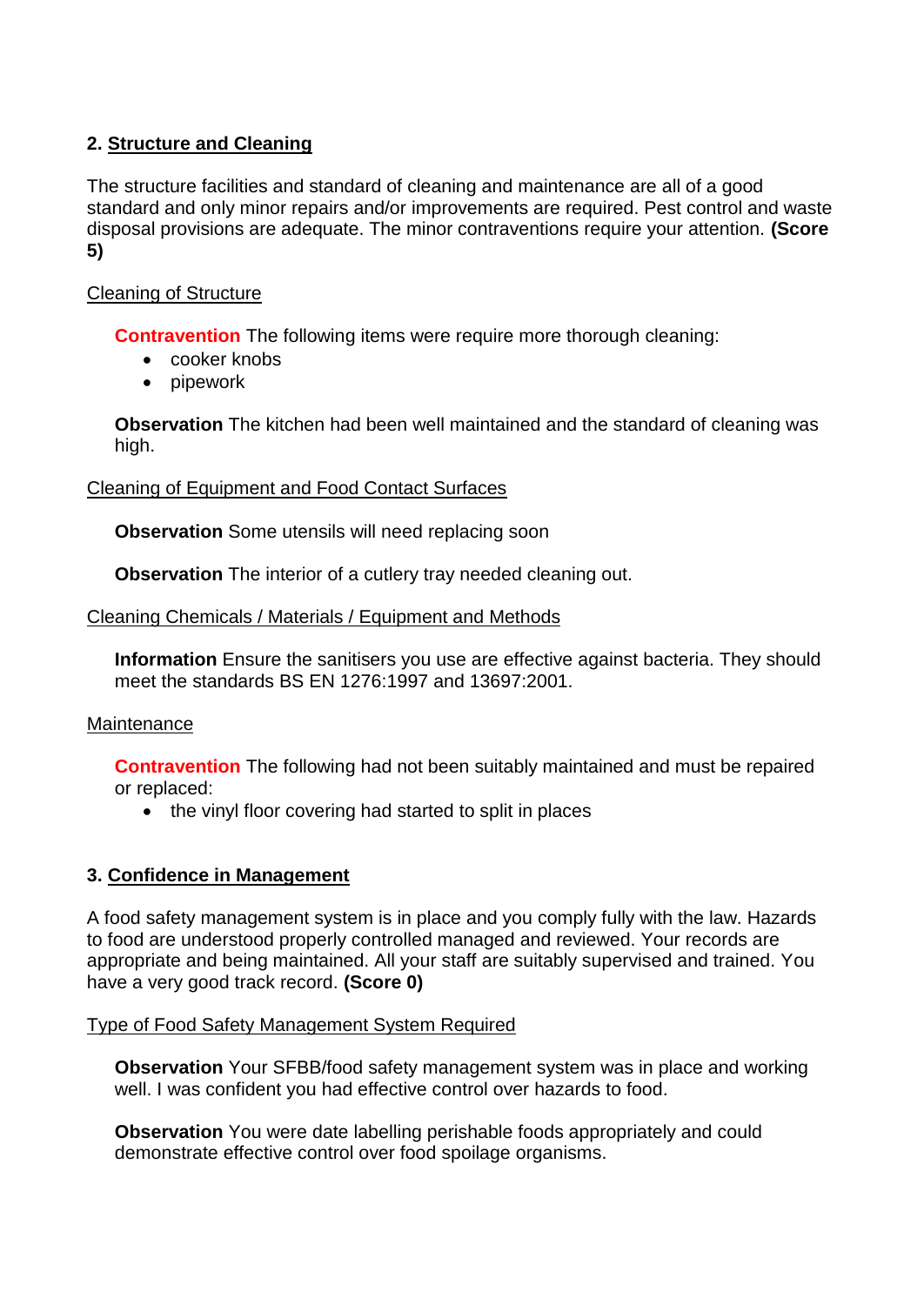## 2. Structure and Cleaning

The structure facilities and standard of cleaning and maintenance are all of a good standard and only minor repairs and/or improvements are required. Pest control and waste disposal provisions are adequate. The minor contraventions require your attention. **(Score 5)**

Cleaning of Structure

**Contravention** The following items were require more thorough cleaning:

- cooker knobs
- pipework

**Observation** The kitchen had been well maintained and the standard of cleaning was high.

Cleaning of Equipment and Food Contact Surfaces

**Observation** Some utensils will need replacing soon

**Observation** The interior of a cutlery tray needed cleaning out.

Cleaning Chemicals / Materials / Equipment and Methods

**Information** Ensure the sanitisers you use are effective against bacteria. They should meet the standards BS EN 1276:1997 and 13697:2001.

Maintenance

**Contravention** The following had not been suitably maintained and must be repaired or replaced:

- the vinyl floor covering had started to split in places

## 3. Confidence in Management

A food safety management system is in place and you comply fully with the law. Hazards to food are understood properly controlled managed and reviewed. Your records are appropriate and being maintained. All your staff are suitably supervised and trained. You have a very good track record. **(Score 0)**

Type of Food Safety Management System Required

**Observation** Your SFBB/food safety management system was in place and working well. I was confident you had effective control over hazards to food.

**Observation** You were date labelling perishable foods appropriately and could demonstrate effective control over food spoilage organisms.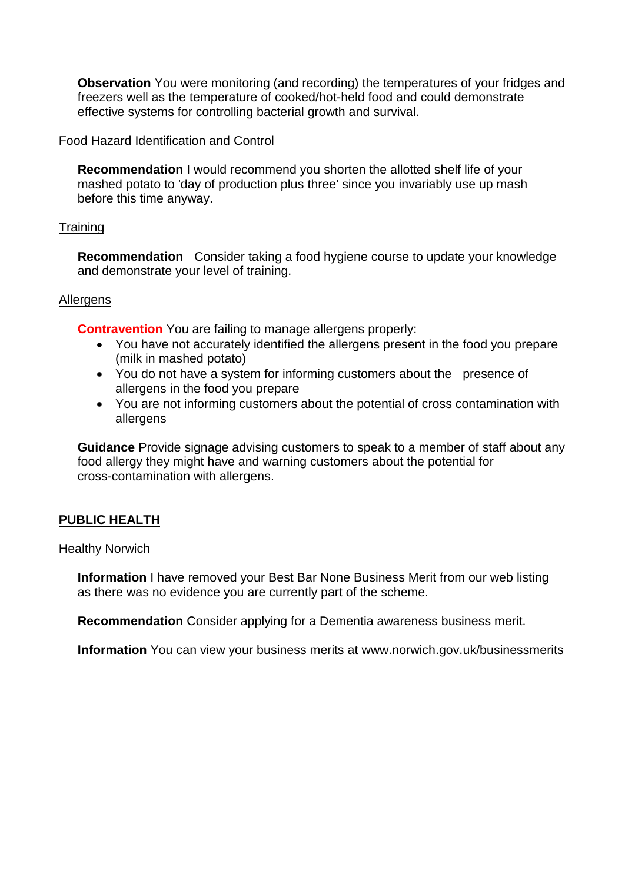**Observation** You were monitoring (and recording) the temperatures of your fridges and freezers well as the temperature of cooked/hot-held food and could demonstrate effective systems for controlling bacterial growth and survival.

Food Hazard Identification and Control

**Recommendation** I would recommend you shorten the allotted shelf life of your mashed potato to 'day of production plus three' since you invariably use up mash before this time anyway.

Training

**Recommendation** Consider taking a food hygiene course to update your knowledge and demonstrate your level of training.

Allergens

**Contravention** You are failing to manage allergens properly:

- You have not accurately identified the allergens present in the food you prepare (milk in mashed potato)
- You do not have a system for informing customers about the presence of allergens in the food you prepare
- You are not informing customers about the potential of cross contamination with allergens

**Guidance** Provide signage advising customers to speak to a member of staff about any food allergy they might have and warning customers about the potential for cross-contamination with allergens.

## PUBLIC HEALTH

Healthy Norwich

**Information** I have removed your Best Bar None Business Merit from our web listing as there was no evidence you are currently part of the scheme.

**Recommendation** Consider applying for a Dementia awareness business merit.

**Information** You can view your business merits at www.norwich.gov.uk/businessmerits